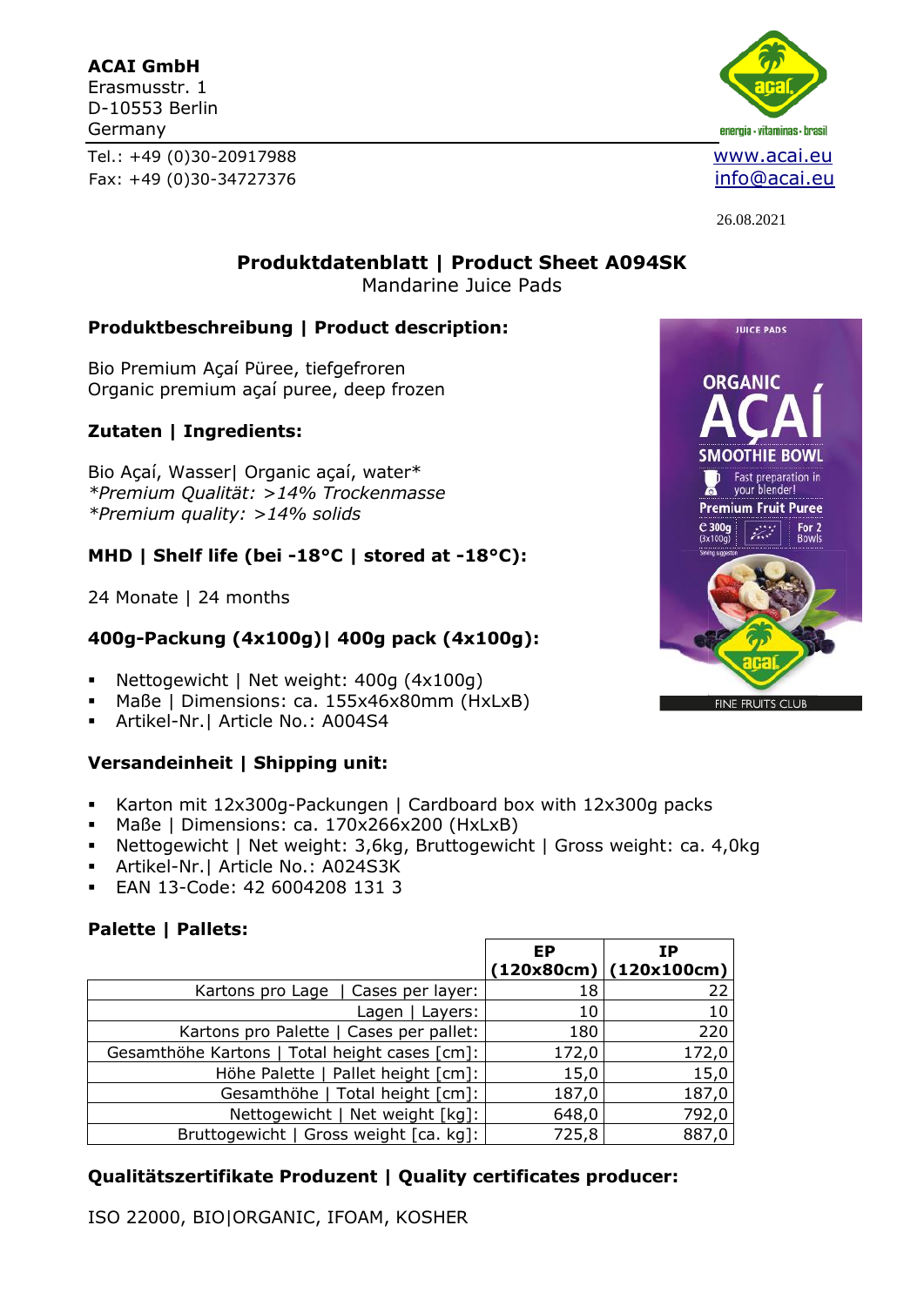**ACAI GmbH**
Erasmusstr. 1
D-10553 Berlin
Germany

Tel.: +49 (0)30-20917988
Fax: +49 (0)30-34727376

www.acai.eu
info@acai.eu

26.08.2021

# Produktdatenblatt | Product Sheet A094SK

Mandarine Juice Pads

## Produktbeschreibung | Product description:

Bio Premium Açaí Püree, tiefgefroren
Organic premium açaí puree, deep frozen

## Zutaten | Ingredients:

Bio Açaí, Wasser| Organic açaí, water*
*\*Premium Qualität: >14% Trockenmasse*
*\*Premium quality: >14% solids*

## MHD | Shelf life (bei -18°C | stored at -18°C):

24 Monate | 24 months

## 400g-Packung (4x100g)| 400g pack (4x100g):

- Nettogewicht | Net weight: 400g (4x100g)
- Maße | Dimensions: ca. 155x46x80mm (HxLxB)
- Artikel-Nr.| Article No.: A004S4

## Versandeinheit | Shipping unit:

- Karton mit 12x300g-Packungen | Cardboard box with 12x300g packs
- Maße | Dimensions: ca. 170x266x200 (HxLxB)
- Nettogewicht | Net weight: 3,6kg, Bruttogewicht | Gross weight: ca. 4,0kg
- Artikel-Nr.| Article No.: A024S3K
- EAN 13-Code: 42 6004208 131 3

## Palette | Pallets:

| | EP (120x80cm) | IP (120x100cm) |
|---|---|---|
| Kartons pro Lage \| Cases per layer: | 18 | 22 |
| Lagen \| Layers: | 10 | 10 |
| Kartons pro Palette \| Cases per pallet: | 180 | 220 |
| Gesamthöhe Kartons \| Total height cases [cm]: | 172,0 | 172,0 |
| Höhe Palette \| Pallet height [cm]: | 15,0 | 15,0 |
| Gesamthöhe \| Total height [cm]: | 187,0 | 187,0 |
| Nettogewicht \| Net weight [kg]: | 648,0 | 792,0 |
| Bruttogewicht \| Gross weight [ca. kg]: | 725,8 | 887,0 |

## Qualitätszertifikate Produzent | Quality certificates producer:

ISO 22000, BIO|ORGANIC, IFOAM, KOSHER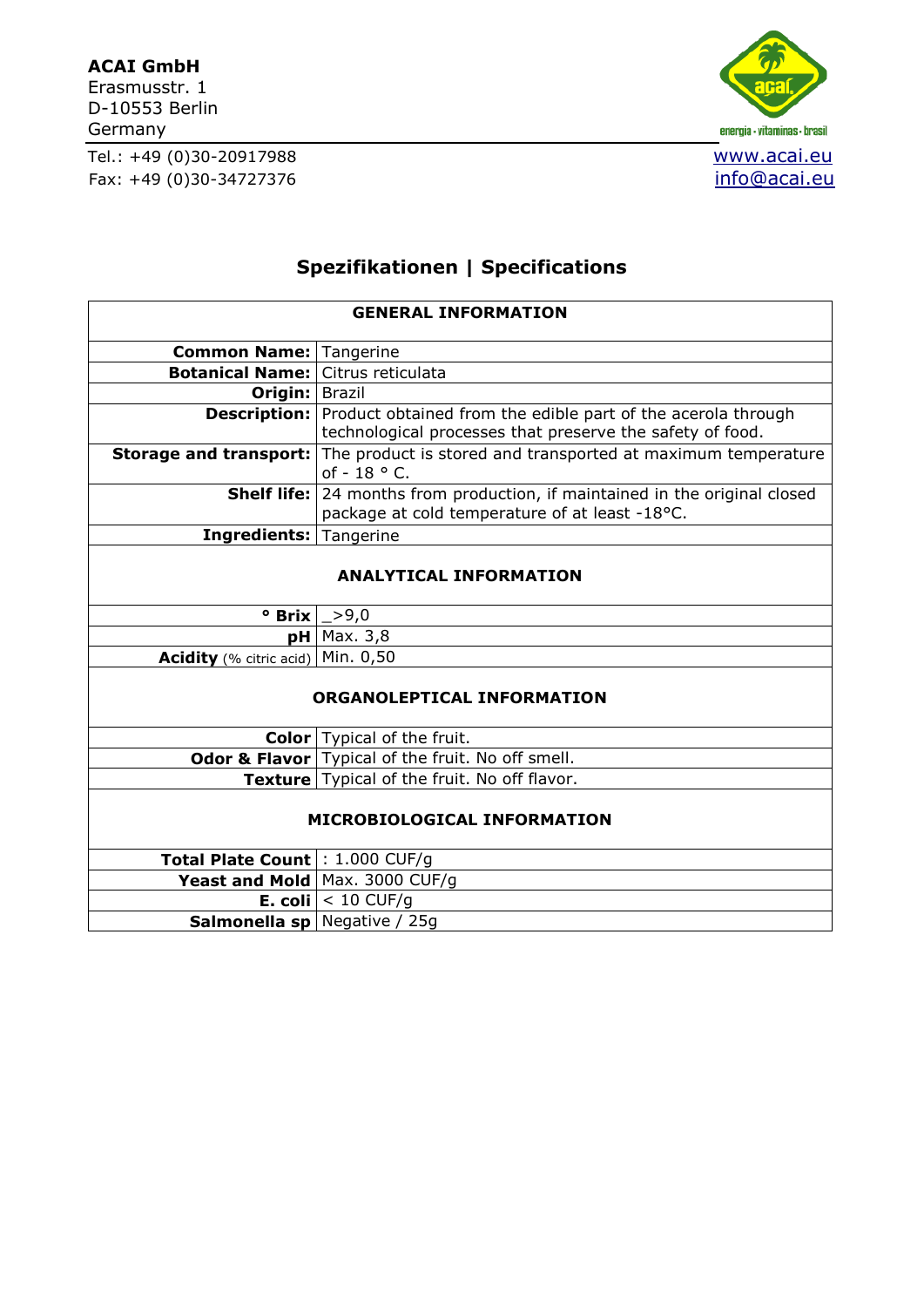**ACAI GmbH**
Erasmusstr. 1
D-10553 Berlin
Germany

Tel.: +49 (0)30-20917988
Fax: +49 (0)30-34727376

www.acai.eu
info@acai.eu

## Spezifikationen | Specifications

| GENERAL INFORMATION | |
|---|---|
| **Common Name:** | Tangerine |
| **Botanical Name:** | Citrus reticulata |
| **Origin:** | Brazil |
| **Description:** | Product obtained from the edible part of the acerola through technological processes that preserve the safety of food. |
| **Storage and transport:** | The product is stored and transported at maximum temperature of - 18 ° C. |
| **Shelf life:** | 24 months from production, if maintained in the original closed package at cold temperature of at least -18°C. |
| **Ingredients:** | Tangerine |
| **ANALYTICAL INFORMATION** | |
| **° Brix** | _>9,0 |
| **pH** | Max. 3,8 |
| **Acidity** (% citric acid) | Min. 0,50 |
| **ORGANOLEPTICAL INFORMATION** | |
| **Color** | Typical of the fruit. |
| **Odor & Flavor** | Typical of the fruit. No off smell. |
| **Texture** | Typical of the fruit. No off flavor. |
| **MICROBIOLOGICAL INFORMATION** | |
| **Total Plate Count** | : 1.000 CUF/g |
| **Yeast and Mold** | Max. 3000 CUF/g |
| **E. coli** | < 10 CUF/g |
| **Salmonella sp** | Negative / 25g |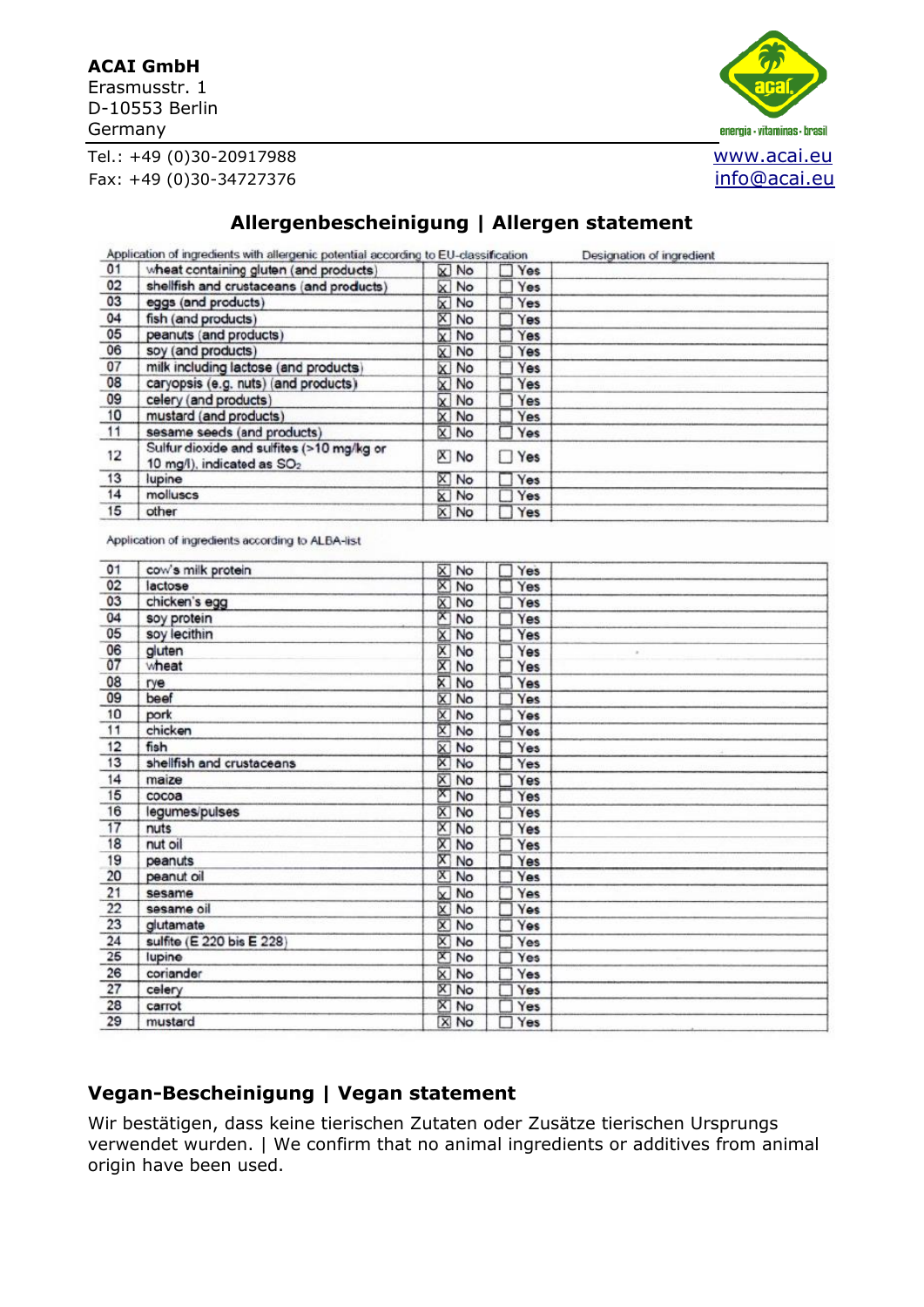**ACAI GmbH**
Erasmusstr. 1
D-10553 Berlin
Germany

Tel.: +49 (0)30-20917988
Fax: +49 (0)30-34727376

www.acai.eu
info@acai.eu

## Allergenbescheinigung | Allergen statement

| Application of ingredients with allergenic potential according to EU-classification | | | | Designation of ingredient |
|---|---|---|---|---|
| 01 | wheat containing gluten (and products) | ☒ No | ☐ Yes | |
| 02 | shellfish and crustaceans (and products) | ☒ No | ☐ Yes | |
| 03 | eggs (and products) | ☒ No | ☐ Yes | |
| 04 | fish (and products) | ☒ No | ☐ Yes | |
| 05 | peanuts (and products) | ☒ No | ☐ Yes | |
| 06 | soy (and products) | ☒ No | ☐ Yes | |
| 07 | milk including lactose (and products) | ☒ No | ☐ Yes | |
| 08 | caryopsis (e.g. nuts) (and products) | ☒ No | ☐ Yes | |
| 09 | celery (and products) | ☒ No | ☐ Yes | |
| 10 | mustard (and products) | ☒ No | ☐ Yes | |
| 11 | sesame seeds (and products) | ☒ No | ☐ Yes | |
| 12 | Sulfur dioxide and sulfites (>10 mg/kg or 10 mg/l), indicated as $SO_2$ | ☒ No | ☐ Yes | |
| 13 | lupine | ☒ No | ☐ Yes | |
| 14 | molluscs | ☒ No | ☐ Yes | |
| 15 | other | ☒ No | ☐ Yes | |

Application of ingredients according to ALBA-list

| | | | | |
|---|---|---|---|---|
| 01 | cow's milk protein | ☒ No | ☐ Yes | |
| 02 | lactose | ☒ No | ☐ Yes | |
| 03 | chicken's egg | ☒ No | ☐ Yes | |
| 04 | soy protein | ☒ No | ☐ Yes | |
| 05 | soy lecithin | ☒ No | ☐ Yes | |
| 06 | gluten | ☒ No | ☐ Yes | |
| 07 | wheat | ☒ No | ☐ Yes | |
| 08 | rye | ☒ No | ☐ Yes | |
| 09 | beef | ☒ No | ☐ Yes | |
| 10 | pork | ☒ No | ☐ Yes | |
| 11 | chicken | ☒ No | ☐ Yes | |
| 12 | fish | ☒ No | ☐ Yes | |
| 13 | shellfish and crustaceans | ☒ No | ☐ Yes | |
| 14 | maize | ☒ No | ☐ Yes | |
| 15 | cocoa | ☒ No | ☐ Yes | |
| 16 | legumes/pulses | ☒ No | ☐ Yes | |
| 17 | nuts | ☒ No | ☐ Yes | |
| 18 | nut oil | ☒ No | ☐ Yes | |
| 19 | peanuts | ☒ No | ☐ Yes | |
| 20 | peanut oil | ☒ No | ☐ Yes | |
| 21 | sesame | ☒ No | ☐ Yes | |
| 22 | sesame oil | ☒ No | ☐ Yes | |
| 23 | glutamate | ☒ No | ☐ Yes | |
| 24 | sulfite (E 220 bis E 228) | ☒ No | ☐ Yes | |
| 25 | lupine | ☒ No | ☐ Yes | |
| 26 | coriander | ☒ No | ☐ Yes | |
| 27 | celery | ☒ No | ☐ Yes | |
| 28 | carrot | ☒ No | ☐ Yes | |
| 29 | mustard | ☒ No | ☐ Yes | |

## Vegan-Bescheinigung | Vegan statement

Wir bestätigen, dass keine tierischen Zutaten oder Zusätze tierischen Ursprungs verwendet wurden. | We confirm that no animal ingredients or additives from animal origin have been used.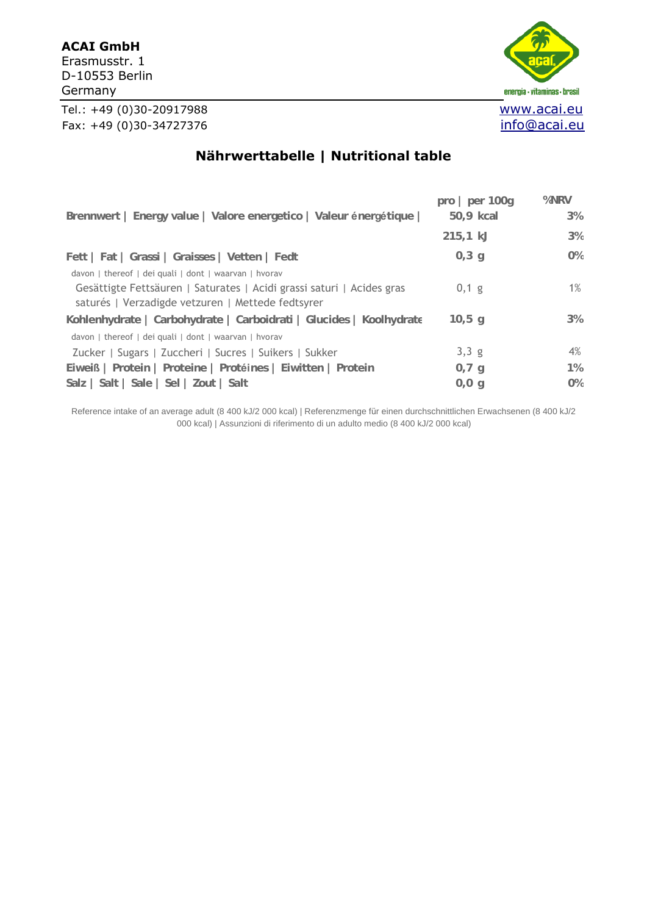**ACAI GmbH**
Erasmusstr. 1
D-10553 Berlin
Germany

energia · vitaminas · brasil

Tel.: +49 (0)30-20917988
Fax: +49 (0)30-34727376

www.acai.eu
info@acai.eu

## Nährwerttabelle | Nutritional table

| | pro \| per 100g | %NRV |
|---|---|---|
| **Brennwert \| Energy value \| Valore energetico \| Valeur énergétique \|** | **50,9 kcal** | **3%** |
| | **215,1 kJ** | **3%** |
| **Fett \| Fat \| Grassi \| Graisses \| Vetten \| Fedt** | **0,3 g** | **0%** |
| davon \| thereof \| dei quali \| dont \| waarvan \| hvorav | | |
| Gesättigte Fettsäuren \| Saturates \| Acidi grassi saturi \| Acides gras saturés \| Verzadigde vetzuren \| Mettede fedtsyrer | 0,1 g | 1% |
| **Kohlenhydrate \| Carbohydrate \| Carboidrati \| Glucides \| Koolhydrate** | **10,5 g** | **3%** |
| davon \| thereof \| dei quali \| dont \| waarvan \| hvorav | | |
| Zucker \| Sugars \| Zuccheri \| Sucres \| Suikers \| Sukker | 3,3 g | 4% |
| **Eiweiß \| Protein \| Proteine \| Protéines \| Eiwitten \| Protein** | **0,7 g** | **1%** |
| **Salz \| Salt \| Sale \| Sel \| Zout \| Salt** | **0,0 g** | **0%** |

Reference intake of an average adult (8 400 kJ/2 000 kcal) | Referenzmenge für einen durchschnittlichen Erwachsenen (8 400 kJ/2 000 kcal) | Assunzioni di riferimento di un adulto medio (8 400 kJ/2 000 kcal)